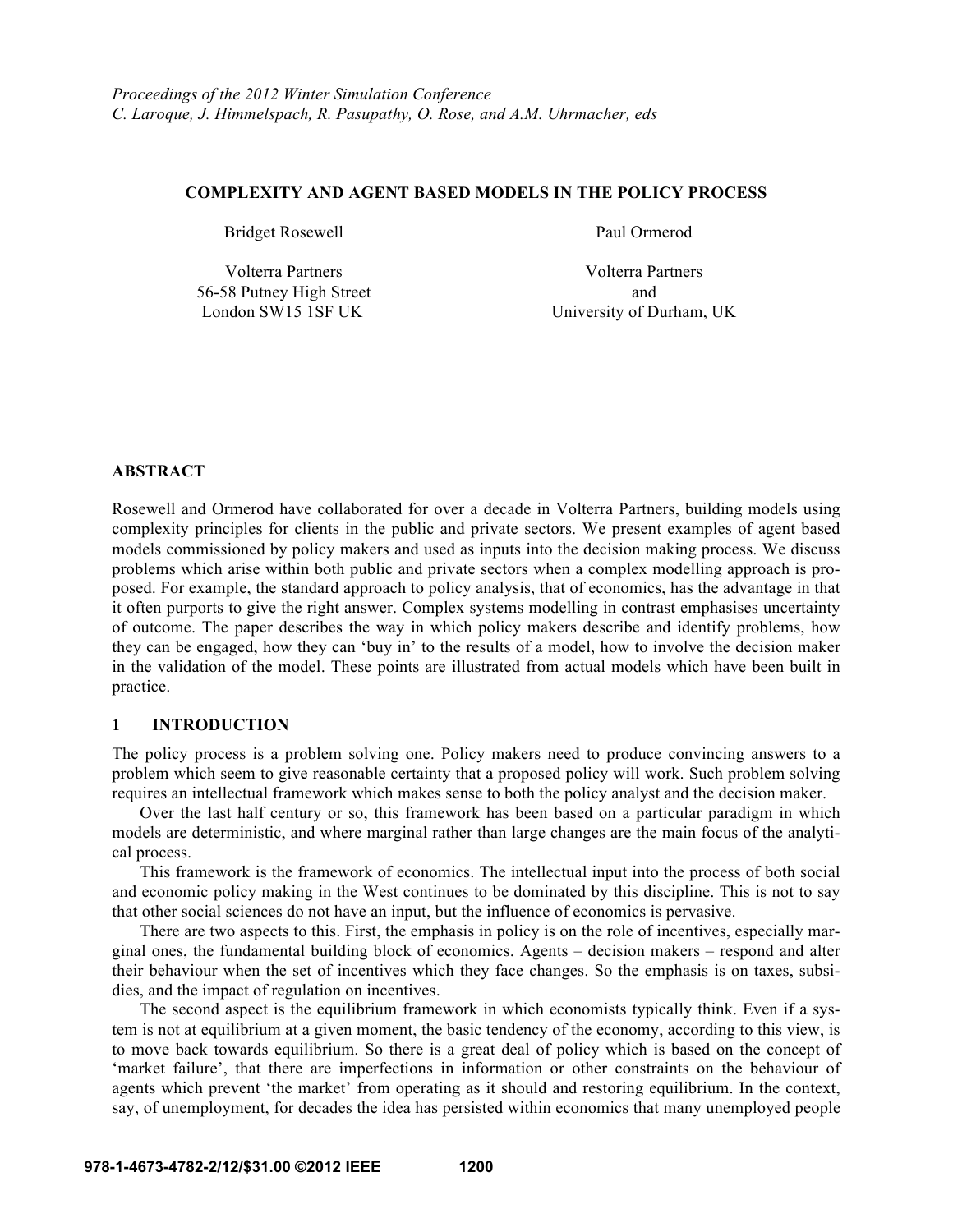*Proceedings of the 2012 Winter Simulation Conference*
*C. Laroque, J. Himmelspach, R. Pasupathy, O. Rose, and A.M. Uhrmacher, eds*

# COMPLEXITY AND AGENT BASED MODELS IN THE POLICY PROCESS

Bridget Rosewell
Volterra Partners
56-58 Putney High Street
London SW15 1SF UK

Paul Ormerod
Volterra Partners
and
University of Durham, UK

## ABSTRACT

Rosewell and Ormerod have collaborated for over a decade in Volterra Partners, building models using complexity principles for clients in the public and private sectors. We present examples of agent based models commissioned by policy makers and used as inputs into the decision making process. We discuss problems which arise within both public and private sectors when a complex modelling approach is proposed. For example, the standard approach to policy analysis, that of economics, has the advantage in that it often purports to give the right answer. Complex systems modelling in contrast emphasises uncertainty of outcome. The paper describes the way in which policy makers describe and identify problems, how they can be engaged, how they can 'buy in' to the results of a model, how to involve the decision maker in the validation of the model. These points are illustrated from actual models which have been built in practice.

## 1 INTRODUCTION

The policy process is a problem solving one. Policy makers need to produce convincing answers to a problem which seem to give reasonable certainty that a proposed policy will work. Such problem solving requires an intellectual framework which makes sense to both the policy analyst and the decision maker.

Over the last half century or so, this framework has been based on a particular paradigm in which models are deterministic, and where marginal rather than large changes are the main focus of the analytical process.

This framework is the framework of economics. The intellectual input into the process of both social and economic policy making in the West continues to be dominated by this discipline. This is not to say that other social sciences do not have an input, but the influence of economics is pervasive.

There are two aspects to this. First, the emphasis in policy is on the role of incentives, especially marginal ones, the fundamental building block of economics. Agents – decision makers – respond and alter their behaviour when the set of incentives which they face changes. So the emphasis is on taxes, subsidies, and the impact of regulation on incentives.

The second aspect is the equilibrium framework in which economists typically think. Even if a system is not at equilibrium at a given moment, the basic tendency of the economy, according to this view, is to move back towards equilibrium. So there is a great deal of policy which is based on the concept of 'market failure', that there are imperfections in information or other constraints on the behaviour of agents which prevent 'the market' from operating as it should and restoring equilibrium. In the context, say, of unemployment, for decades the idea has persisted within economics that many unemployed people

978-1-4673-4782-2/12/$31.00 ©2012 IEEE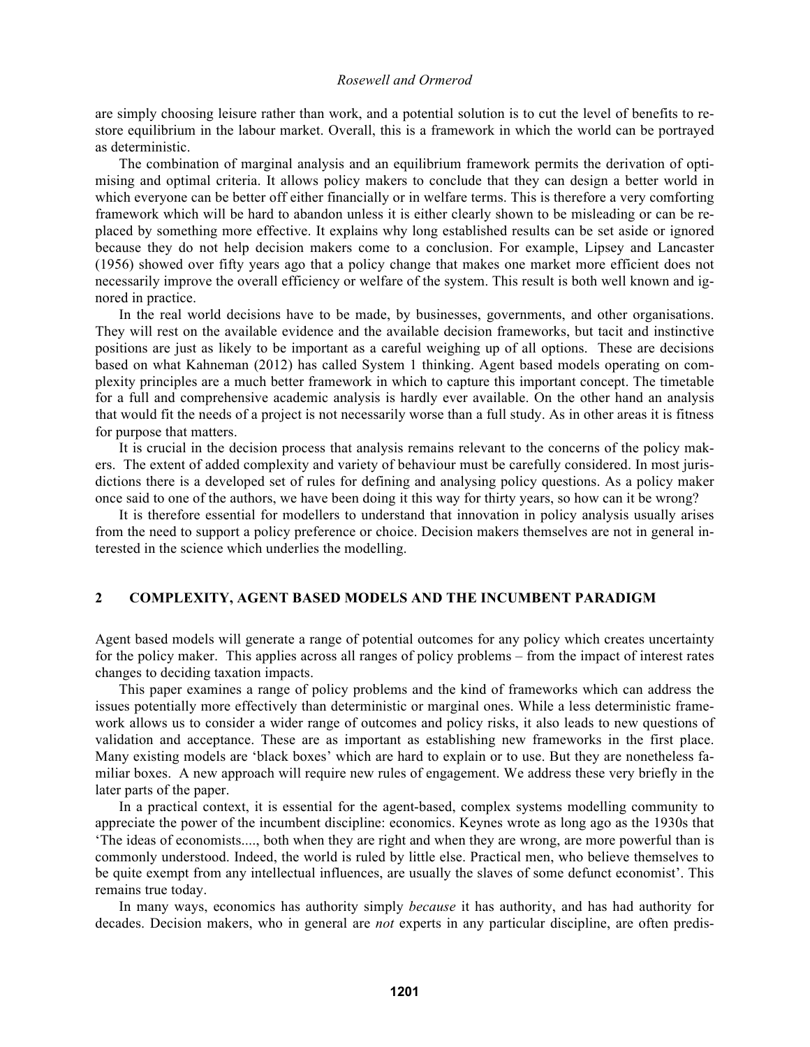are simply choosing leisure rather than work, and a potential solution is to cut the level of benefits to restore equilibrium in the labour market. Overall, this is a framework in which the world can be portrayed as deterministic.

The combination of marginal analysis and an equilibrium framework permits the derivation of optimising and optimal criteria. It allows policy makers to conclude that they can design a better world in which everyone can be better off either financially or in welfare terms. This is therefore a very comforting framework which will be hard to abandon unless it is either clearly shown to be misleading or can be replaced by something more effective. It explains why long established results can be set aside or ignored because they do not help decision makers come to a conclusion. For example, Lipsey and Lancaster (1956) showed over fifty years ago that a policy change that makes one market more efficient does not necessarily improve the overall efficiency or welfare of the system. This result is both well known and ignored in practice.

In the real world decisions have to be made, by businesses, governments, and other organisations. They will rest on the available evidence and the available decision frameworks, but tacit and instinctive positions are just as likely to be important as a careful weighing up of all options. These are decisions based on what Kahneman (2012) has called System 1 thinking. Agent based models operating on complexity principles are a much better framework in which to capture this important concept. The timetable for a full and comprehensive academic analysis is hardly ever available. On the other hand an analysis that would fit the needs of a project is not necessarily worse than a full study. As in other areas it is fitness for purpose that matters.

It is crucial in the decision process that analysis remains relevant to the concerns of the policy makers. The extent of added complexity and variety of behaviour must be carefully considered. In most jurisdictions there is a developed set of rules for defining and analysing policy questions. As a policy maker once said to one of the authors, we have been doing it this way for thirty years, so how can it be wrong?

It is therefore essential for modellers to understand that innovation in policy analysis usually arises from the need to support a policy preference or choice. Decision makers themselves are not in general interested in the science which underlies the modelling.

## 2 COMPLEXITY, AGENT BASED MODELS AND THE INCUMBENT PARADIGM

Agent based models will generate a range of potential outcomes for any policy which creates uncertainty for the policy maker. This applies across all ranges of policy problems – from the impact of interest rates changes to deciding taxation impacts.

This paper examines a range of policy problems and the kind of frameworks which can address the issues potentially more effectively than deterministic or marginal ones. While a less deterministic framework allows us to consider a wider range of outcomes and policy risks, it also leads to new questions of validation and acceptance. These are as important as establishing new frameworks in the first place. Many existing models are 'black boxes' which are hard to explain or to use. But they are nonetheless familiar boxes. A new approach will require new rules of engagement. We address these very briefly in the later parts of the paper.

In a practical context, it is essential for the agent-based, complex systems modelling community to appreciate the power of the incumbent discipline: economics. Keynes wrote as long ago as the 1930s that 'The ideas of economists...., both when they are right and when they are wrong, are more powerful than is commonly understood. Indeed, the world is ruled by little else. Practical men, who believe themselves to be quite exempt from any intellectual influences, are usually the slaves of some defunct economist'. This remains true today.

In many ways, economics has authority simply *because* it has authority, and has had authority for decades. Decision makers, who in general are *not* experts in any particular discipline, are often predis-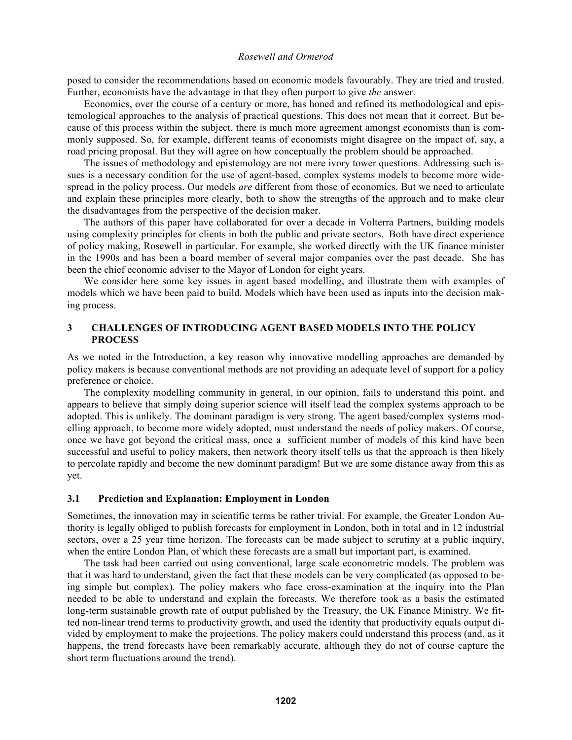posed to consider the recommendations based on economic models favourably. They are tried and trusted. Further, economists have the advantage in that they often purport to give *the* answer.

Economics, over the course of a century or more, has honed and refined its methodological and epistemological approaches to the analysis of practical questions. This does not mean that it correct. But because of this process within the subject, there is much more agreement amongst economists than is commonly supposed. So, for example, different teams of economists might disagree on the impact of, say, a road pricing proposal. But they will agree on how conceptually the problem should be approached.

The issues of methodology and epistemology are not mere ivory tower questions. Addressing such issues is a necessary condition for the use of agent-based, complex systems models to become more widespread in the policy process. Our models *are* different from those of economics. But we need to articulate and explain these principles more clearly, both to show the strengths of the approach and to make clear the disadvantages from the perspective of the decision maker.

The authors of this paper have collaborated for over a decade in Volterra Partners, building models using complexity principles for clients in both the public and private sectors. Both have direct experience of policy making, Rosewell in particular. For example, she worked directly with the UK finance minister in the 1990s and has been a board member of several major companies over the past decade. She has been the chief economic adviser to the Mayor of London for eight years.

We consider here some key issues in agent based modelling, and illustrate them with examples of models which we have been paid to build. Models which have been used as inputs into the decision making process.

## 3 CHALLENGES OF INTRODUCING AGENT BASED MODELS INTO THE POLICY PROCESS

As we noted in the Introduction, a key reason why innovative modelling approaches are demanded by policy makers is because conventional methods are not providing an adequate level of support for a policy preference or choice.

The complexity modelling community in general, in our opinion, fails to understand this point, and appears to believe that simply doing superior science will itself lead the complex systems approach to be adopted. This is unlikely. The dominant paradigm is very strong. The agent based/complex systems modelling approach, to become more widely adopted, must understand the needs of policy makers. Of course, once we have got beyond the critical mass, once a sufficient number of models of this kind have been successful and useful to policy makers, then network theory itself tells us that the approach is then likely to percolate rapidly and become the new dominant paradigm! But we are some distance away from this as yet.

### 3.1 Prediction and Explanation: Employment in London

Sometimes, the innovation may in scientific terms be rather trivial. For example, the Greater London Authority is legally obliged to publish forecasts for employment in London, both in total and in 12 industrial sectors, over a 25 year time horizon. The forecasts can be made subject to scrutiny at a public inquiry, when the entire London Plan, of which these forecasts are a small but important part, is examined.

The task had been carried out using conventional, large scale econometric models. The problem was that it was hard to understand, given the fact that these models can be very complicated (as opposed to being simple but complex). The policy makers who face cross-examination at the inquiry into the Plan needed to be able to understand and explain the forecasts. We therefore took as a basis the estimated long-term sustainable growth rate of output published by the Treasury, the UK Finance Ministry. We fitted non-linear trend terms to productivity growth, and used the identity that productivity equals output divided by employment to make the projections. The policy makers could understand this process (and, as it happens, the trend forecasts have been remarkably accurate, although they do not of course capture the short term fluctuations around the trend).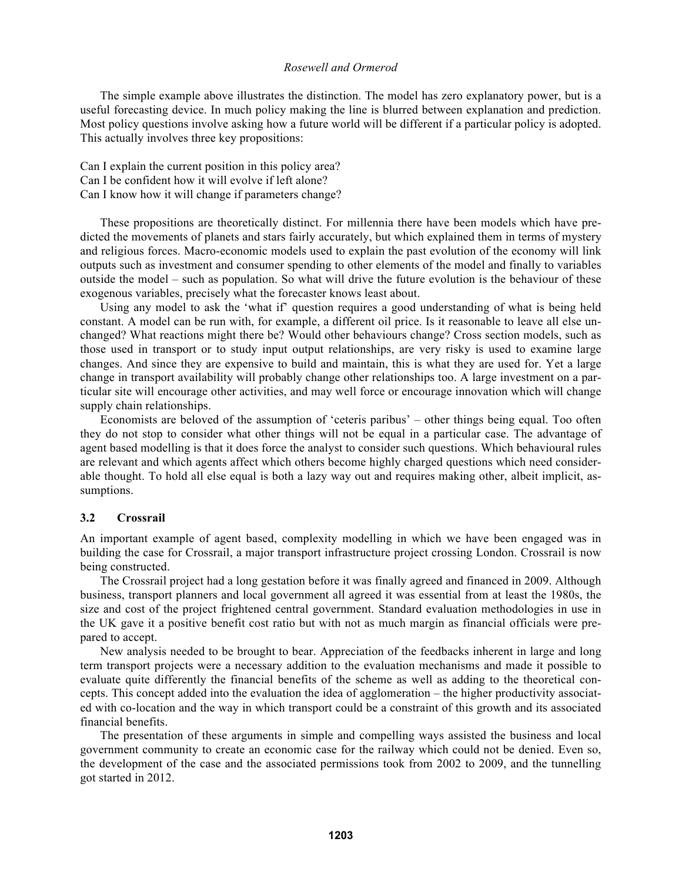The simple example above illustrates the distinction. The model has zero explanatory power, but is a useful forecasting device. In much policy making the line is blurred between explanation and prediction. Most policy questions involve asking how a future world will be different if a particular policy is adopted. This actually involves three key propositions:

Can I explain the current position in this policy area?
Can I be confident how it will evolve if left alone?
Can I know how it will change if parameters change?

These propositions are theoretically distinct. For millennia there have been models which have predicted the movements of planets and stars fairly accurately, but which explained them in terms of mystery and religious forces. Macro-economic models used to explain the past evolution of the economy will link outputs such as investment and consumer spending to other elements of the model and finally to variables outside the model – such as population. So what will drive the future evolution is the behaviour of these exogenous variables, precisely what the forecaster knows least about.

Using any model to ask the 'what if' question requires a good understanding of what is being held constant. A model can be run with, for example, a different oil price. Is it reasonable to leave all else unchanged? What reactions might there be? Would other behaviours change? Cross section models, such as those used in transport or to study input output relationships, are very risky is used to examine large changes. And since they are expensive to build and maintain, this is what they are used for. Yet a large change in transport availability will probably change other relationships too. A large investment on a particular site will encourage other activities, and may well force or encourage innovation which will change supply chain relationships.

Economists are beloved of the assumption of 'ceteris paribus' – other things being equal. Too often they do not stop to consider what other things will not be equal in a particular case. The advantage of agent based modelling is that it does force the analyst to consider such questions. Which behavioural rules are relevant and which agents affect which others become highly charged questions which need considerable thought. To hold all else equal is both a lazy way out and requires making other, albeit implicit, assumptions.

### 3.2 Crossrail

An important example of agent based, complexity modelling in which we have been engaged was in building the case for Crossrail, a major transport infrastructure project crossing London. Crossrail is now being constructed.

The Crossrail project had a long gestation before it was finally agreed and financed in 2009. Although business, transport planners and local government all agreed it was essential from at least the 1980s, the size and cost of the project frightened central government. Standard evaluation methodologies in use in the UK gave it a positive benefit cost ratio but with not as much margin as financial officials were prepared to accept.

New analysis needed to be brought to bear. Appreciation of the feedbacks inherent in large and long term transport projects were a necessary addition to the evaluation mechanisms and made it possible to evaluate quite differently the financial benefits of the scheme as well as adding to the theoretical concepts. This concept added into the evaluation the idea of agglomeration – the higher productivity associated with co-location and the way in which transport could be a constraint of this growth and its associated financial benefits.

The presentation of these arguments in simple and compelling ways assisted the business and local government community to create an economic case for the railway which could not be denied. Even so, the development of the case and the associated permissions took from 2002 to 2009, and the tunnelling got started in 2012.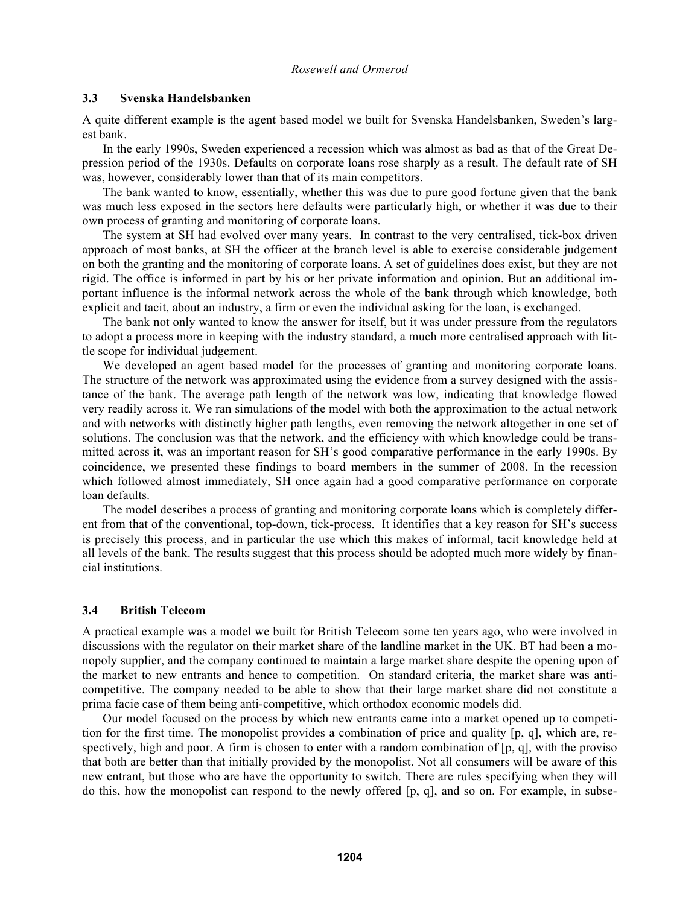### 3.3 Svenska Handelsbanken

A quite different example is the agent based model we built for Svenska Handelsbanken, Sweden's largest bank.

In the early 1990s, Sweden experienced a recession which was almost as bad as that of the Great Depression period of the 1930s. Defaults on corporate loans rose sharply as a result. The default rate of SH was, however, considerably lower than that of its main competitors.

The bank wanted to know, essentially, whether this was due to pure good fortune given that the bank was much less exposed in the sectors here defaults were particularly high, or whether it was due to their own process of granting and monitoring of corporate loans.

The system at SH had evolved over many years. In contrast to the very centralised, tick-box driven approach of most banks, at SH the officer at the branch level is able to exercise considerable judgement on both the granting and the monitoring of corporate loans. A set of guidelines does exist, but they are not rigid. The office is informed in part by his or her private information and opinion. But an additional important influence is the informal network across the whole of the bank through which knowledge, both explicit and tacit, about an industry, a firm or even the individual asking for the loan, is exchanged.

The bank not only wanted to know the answer for itself, but it was under pressure from the regulators to adopt a process more in keeping with the industry standard, a much more centralised approach with little scope for individual judgement.

We developed an agent based model for the processes of granting and monitoring corporate loans. The structure of the network was approximated using the evidence from a survey designed with the assistance of the bank. The average path length of the network was low, indicating that knowledge flowed very readily across it. We ran simulations of the model with both the approximation to the actual network and with networks with distinctly higher path lengths, even removing the network altogether in one set of solutions. The conclusion was that the network, and the efficiency with which knowledge could be transmitted across it, was an important reason for SH's good comparative performance in the early 1990s. By coincidence, we presented these findings to board members in the summer of 2008. In the recession which followed almost immediately, SH once again had a good comparative performance on corporate loan defaults.

The model describes a process of granting and monitoring corporate loans which is completely different from that of the conventional, top-down, tick-process. It identifies that a key reason for SH's success is precisely this process, and in particular the use which this makes of informal, tacit knowledge held at all levels of the bank. The results suggest that this process should be adopted much more widely by financial institutions.

### 3.4 British Telecom

A practical example was a model we built for British Telecom some ten years ago, who were involved in discussions with the regulator on their market share of the landline market in the UK. BT had been a monopoly supplier, and the company continued to maintain a large market share despite the opening upon of the market to new entrants and hence to competition. On standard criteria, the market share was anti-competitive. The company needed to be able to show that their large market share did not constitute a prima facie case of them being anti-competitive, which orthodox economic models did.

Our model focused on the process by which new entrants came into a market opened up to competition for the first time. The monopolist provides a combination of price and quality [p, q], which are, respectively, high and poor. A firm is chosen to enter with a random combination of [p, q], with the proviso that both are better than that initially provided by the monopolist. Not all consumers will be aware of this new entrant, but those who are have the opportunity to switch. There are rules specifying when they will do this, how the monopolist can respond to the newly offered [p, q], and so on. For example, in subse-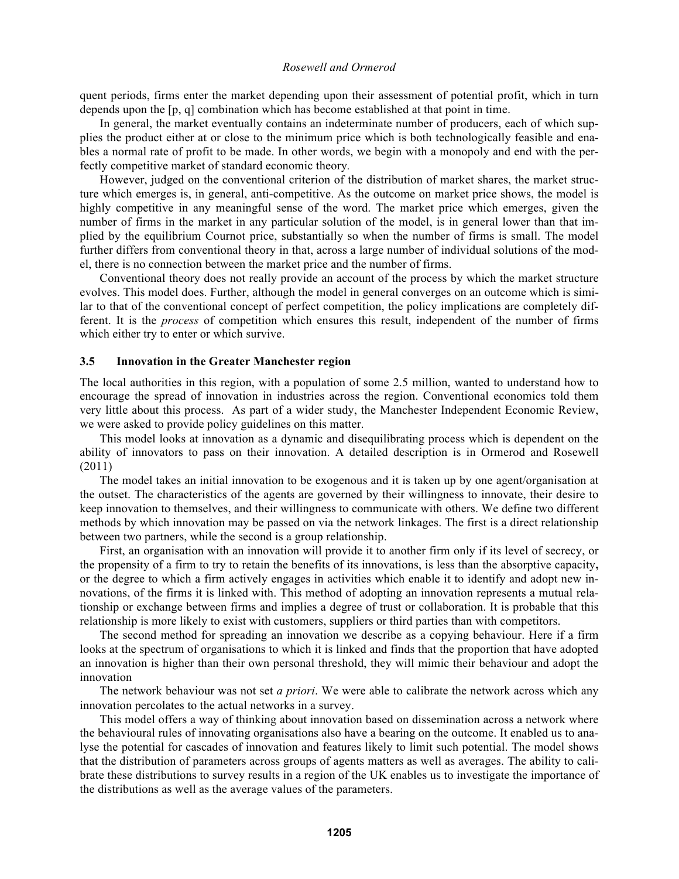quent periods, firms enter the market depending upon their assessment of potential profit, which in turn depends upon the [p, q] combination which has become established at that point in time.

In general, the market eventually contains an indeterminate number of producers, each of which supplies the product either at or close to the minimum price which is both technologically feasible and enables a normal rate of profit to be made. In other words, we begin with a monopoly and end with the perfectly competitive market of standard economic theory.

However, judged on the conventional criterion of the distribution of market shares, the market structure which emerges is, in general, anti-competitive. As the outcome on market price shows, the model is highly competitive in any meaningful sense of the word. The market price which emerges, given the number of firms in the market in any particular solution of the model, is in general lower than that implied by the equilibrium Cournot price, substantially so when the number of firms is small. The model further differs from conventional theory in that, across a large number of individual solutions of the model, there is no connection between the market price and the number of firms.

Conventional theory does not really provide an account of the process by which the market structure evolves. This model does. Further, although the model in general converges on an outcome which is similar to that of the conventional concept of perfect competition, the policy implications are completely different. It is the *process* of competition which ensures this result, independent of the number of firms which either try to enter or which survive.

### 3.5 Innovation in the Greater Manchester region

The local authorities in this region, with a population of some 2.5 million, wanted to understand how to encourage the spread of innovation in industries across the region. Conventional economics told them very little about this process. As part of a wider study, the Manchester Independent Economic Review, we were asked to provide policy guidelines on this matter.

This model looks at innovation as a dynamic and disequilibrating process which is dependent on the ability of innovators to pass on their innovation. A detailed description is in Ormerod and Rosewell (2011)

The model takes an initial innovation to be exogenous and it is taken up by one agent/organisation at the outset. The characteristics of the agents are governed by their willingness to innovate, their desire to keep innovation to themselves, and their willingness to communicate with others. We define two different methods by which innovation may be passed on via the network linkages. The first is a direct relationship between two partners, while the second is a group relationship.

First, an organisation with an innovation will provide it to another firm only if its level of secrecy, or the propensity of a firm to try to retain the benefits of its innovations, is less than the absorptive capacity**,** or the degree to which a firm actively engages in activities which enable it to identify and adopt new innovations, of the firms it is linked with. This method of adopting an innovation represents a mutual relationship or exchange between firms and implies a degree of trust or collaboration. It is probable that this relationship is more likely to exist with customers, suppliers or third parties than with competitors.

The second method for spreading an innovation we describe as a copying behaviour. Here if a firm looks at the spectrum of organisations to which it is linked and finds that the proportion that have adopted an innovation is higher than their own personal threshold, they will mimic their behaviour and adopt the innovation

The network behaviour was not set *a priori*. We were able to calibrate the network across which any innovation percolates to the actual networks in a survey.

This model offers a way of thinking about innovation based on dissemination across a network where the behavioural rules of innovating organisations also have a bearing on the outcome. It enabled us to analyse the potential for cascades of innovation and features likely to limit such potential. The model shows that the distribution of parameters across groups of agents matters as well as averages. The ability to calibrate these distributions to survey results in a region of the UK enables us to investigate the importance of the distributions as well as the average values of the parameters.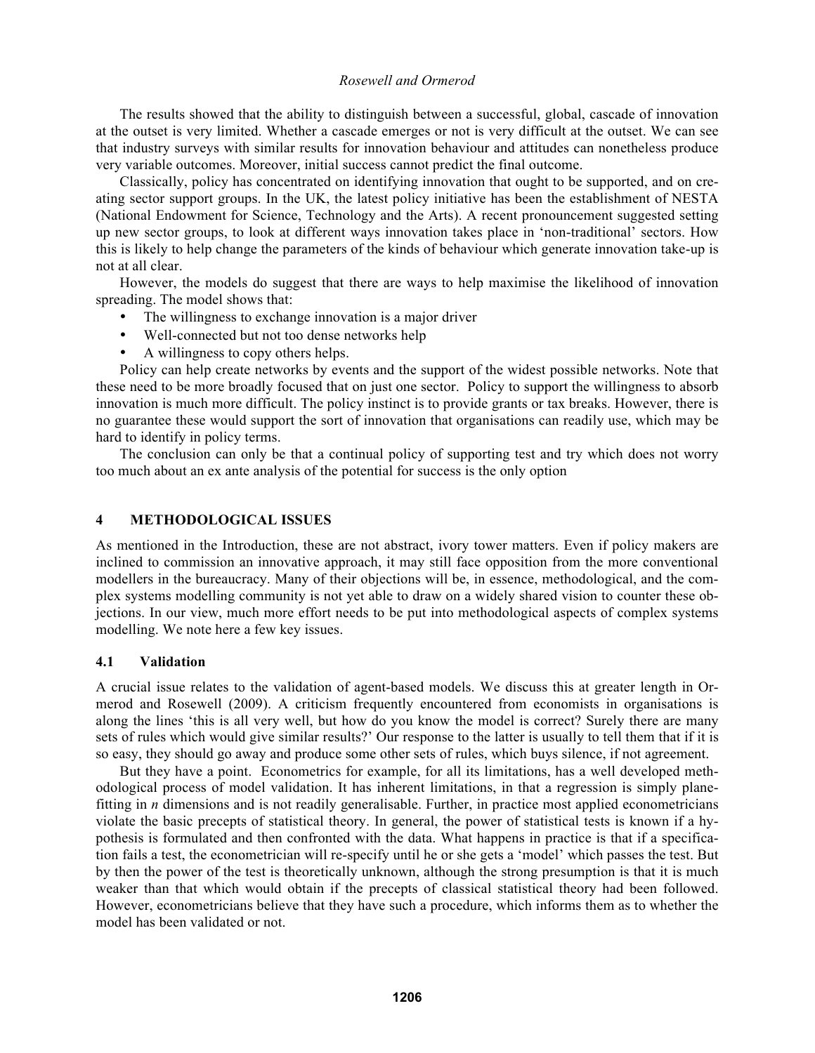The results showed that the ability to distinguish between a successful, global, cascade of innovation at the outset is very limited. Whether a cascade emerges or not is very difficult at the outset. We can see that industry surveys with similar results for innovation behaviour and attitudes can nonetheless produce very variable outcomes. Moreover, initial success cannot predict the final outcome.

Classically, policy has concentrated on identifying innovation that ought to be supported, and on creating sector support groups. In the UK, the latest policy initiative has been the establishment of NESTA (National Endowment for Science, Technology and the Arts). A recent pronouncement suggested setting up new sector groups, to look at different ways innovation takes place in 'non-traditional' sectors. How this is likely to help change the parameters of the kinds of behaviour which generate innovation take-up is not at all clear.

However, the models do suggest that there are ways to help maximise the likelihood of innovation spreading. The model shows that:

- The willingness to exchange innovation is a major driver
- Well-connected but not too dense networks help
- A willingness to copy others helps.

Policy can help create networks by events and the support of the widest possible networks. Note that these need to be more broadly focused that on just one sector. Policy to support the willingness to absorb innovation is much more difficult. The policy instinct is to provide grants or tax breaks. However, there is no guarantee these would support the sort of innovation that organisations can readily use, which may be hard to identify in policy terms.

The conclusion can only be that a continual policy of supporting test and try which does not worry too much about an ex ante analysis of the potential for success is the only option

## 4 METHODOLOGICAL ISSUES

As mentioned in the Introduction, these are not abstract, ivory tower matters. Even if policy makers are inclined to commission an innovative approach, it may still face opposition from the more conventional modellers in the bureaucracy. Many of their objections will be, in essence, methodological, and the complex systems modelling community is not yet able to draw on a widely shared vision to counter these objections. In our view, much more effort needs to be put into methodological aspects of complex systems modelling. We note here a few key issues.

### 4.1 Validation

A crucial issue relates to the validation of agent-based models. We discuss this at greater length in Ormerod and Rosewell (2009). A criticism frequently encountered from economists in organisations is along the lines 'this is all very well, but how do you know the model is correct? Surely there are many sets of rules which would give similar results?' Our response to the latter is usually to tell them that if it is so easy, they should go away and produce some other sets of rules, which buys silence, if not agreement.

But they have a point. Econometrics for example, for all its limitations, has a well developed methodological process of model validation. It has inherent limitations, in that a regression is simply plane-fitting in $n$ dimensions and is not readily generalisable. Further, in practice most applied econometricians violate the basic precepts of statistical theory. In general, the power of statistical tests is known if a hypothesis is formulated and then confronted with the data. What happens in practice is that if a specification fails a test, the econometrician will re-specify until he or she gets a 'model' which passes the test. But by then the power of the test is theoretically unknown, although the strong presumption is that it is much weaker than that which would obtain if the precepts of classical statistical theory had been followed. However, econometricians believe that they have such a procedure, which informs them as to whether the model has been validated or not.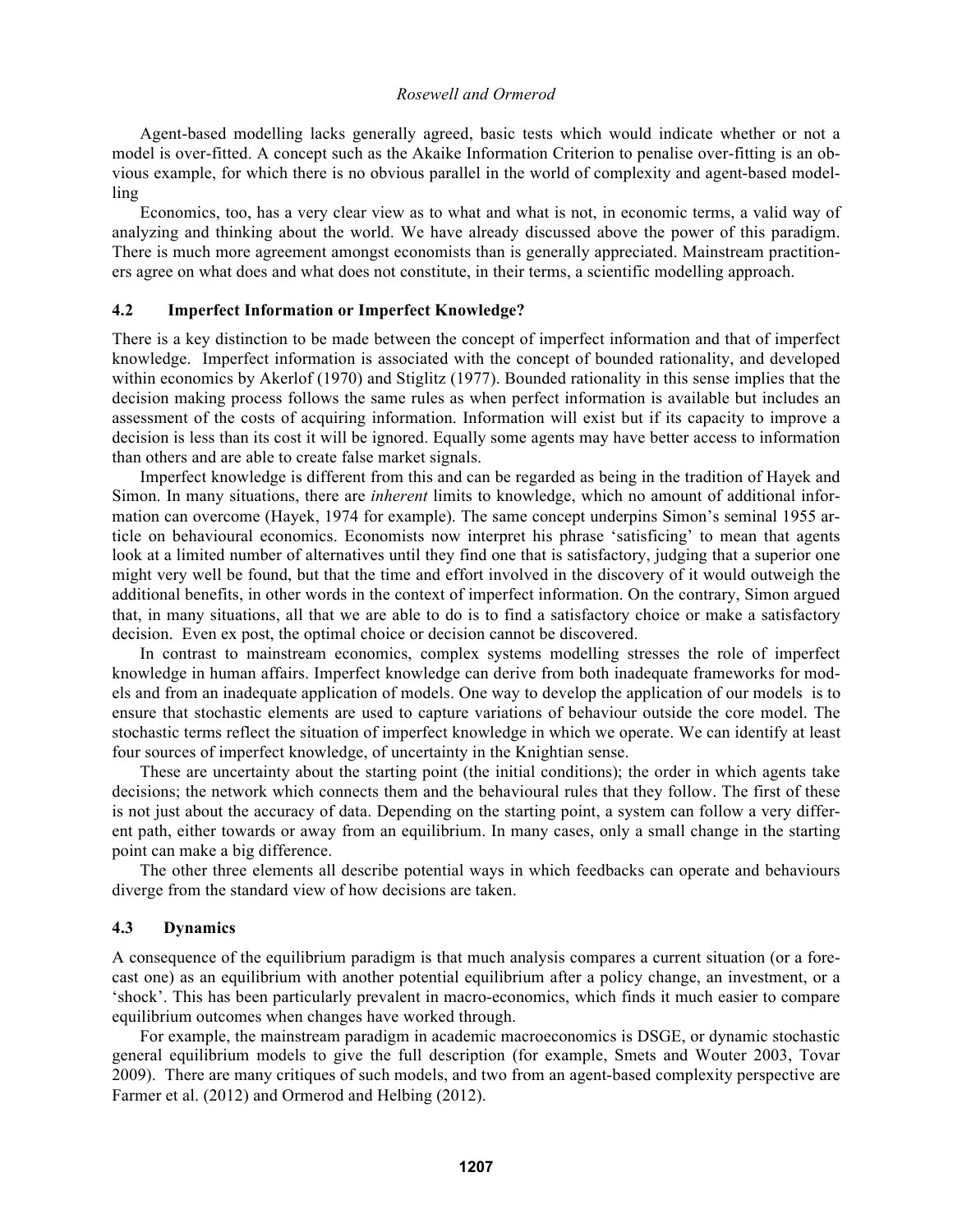Agent-based modelling lacks generally agreed, basic tests which would indicate whether or not a model is over-fitted. A concept such as the Akaike Information Criterion to penalise over-fitting is an obvious example, for which there is no obvious parallel in the world of complexity and agent-based modelling

Economics, too, has a very clear view as to what and what is not, in economic terms, a valid way of analyzing and thinking about the world. We have already discussed above the power of this paradigm. There is much more agreement amongst economists than is generally appreciated. Mainstream practitioners agree on what does and what does not constitute, in their terms, a scientific modelling approach.

### 4.2 Imperfect Information or Imperfect Knowledge?

There is a key distinction to be made between the concept of imperfect information and that of imperfect knowledge. Imperfect information is associated with the concept of bounded rationality, and developed within economics by Akerlof (1970) and Stiglitz (1977). Bounded rationality in this sense implies that the decision making process follows the same rules as when perfect information is available but includes an assessment of the costs of acquiring information. Information will exist but if its capacity to improve a decision is less than its cost it will be ignored. Equally some agents may have better access to information than others and are able to create false market signals.

Imperfect knowledge is different from this and can be regarded as being in the tradition of Hayek and Simon. In many situations, there are *inherent* limits to knowledge, which no amount of additional information can overcome (Hayek, 1974 for example). The same concept underpins Simon's seminal 1955 article on behavioural economics. Economists now interpret his phrase 'satisficing' to mean that agents look at a limited number of alternatives until they find one that is satisfactory, judging that a superior one might very well be found, but that the time and effort involved in the discovery of it would outweigh the additional benefits, in other words in the context of imperfect information. On the contrary, Simon argued that, in many situations, all that we are able to do is to find a satisfactory choice or make a satisfactory decision. Even ex post, the optimal choice or decision cannot be discovered.

In contrast to mainstream economics, complex systems modelling stresses the role of imperfect knowledge in human affairs. Imperfect knowledge can derive from both inadequate frameworks for models and from an inadequate application of models. One way to develop the application of our models is to ensure that stochastic elements are used to capture variations of behaviour outside the core model. The stochastic terms reflect the situation of imperfect knowledge in which we operate. We can identify at least four sources of imperfect knowledge, of uncertainty in the Knightian sense.

These are uncertainty about the starting point (the initial conditions); the order in which agents take decisions; the network which connects them and the behavioural rules that they follow. The first of these is not just about the accuracy of data. Depending on the starting point, a system can follow a very different path, either towards or away from an equilibrium. In many cases, only a small change in the starting point can make a big difference.

The other three elements all describe potential ways in which feedbacks can operate and behaviours diverge from the standard view of how decisions are taken.

### 4.3 Dynamics

A consequence of the equilibrium paradigm is that much analysis compares a current situation (or a forecast one) as an equilibrium with another potential equilibrium after a policy change, an investment, or a 'shock'. This has been particularly prevalent in macro-economics, which finds it much easier to compare equilibrium outcomes when changes have worked through.

For example, the mainstream paradigm in academic macroeconomics is DSGE, or dynamic stochastic general equilibrium models to give the full description (for example, Smets and Wouter 2003, Tovar 2009). There are many critiques of such models, and two from an agent-based complexity perspective are Farmer et al. (2012) and Ormerod and Helbing (2012).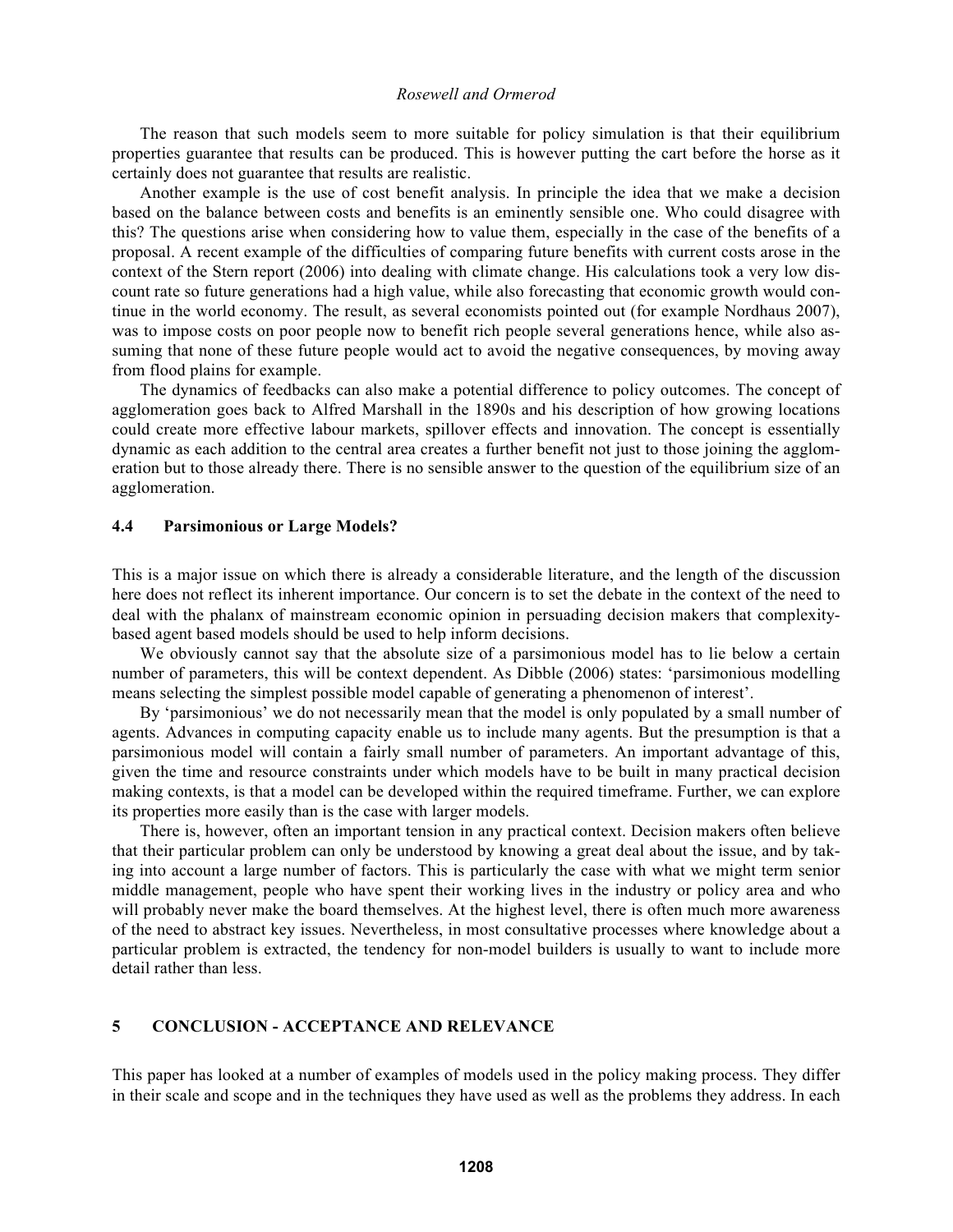The reason that such models seem to more suitable for policy simulation is that their equilibrium properties guarantee that results can be produced. This is however putting the cart before the horse as it certainly does not guarantee that results are realistic.

Another example is the use of cost benefit analysis. In principle the idea that we make a decision based on the balance between costs and benefits is an eminently sensible one. Who could disagree with this? The questions arise when considering how to value them, especially in the case of the benefits of a proposal. A recent example of the difficulties of comparing future benefits with current costs arose in the context of the Stern report (2006) into dealing with climate change. His calculations took a very low discount rate so future generations had a high value, while also forecasting that economic growth would continue in the world economy. The result, as several economists pointed out (for example Nordhaus 2007), was to impose costs on poor people now to benefit rich people several generations hence, while also assuming that none of these future people would act to avoid the negative consequences, by moving away from flood plains for example.

The dynamics of feedbacks can also make a potential difference to policy outcomes. The concept of agglomeration goes back to Alfred Marshall in the 1890s and his description of how growing locations could create more effective labour markets, spillover effects and innovation. The concept is essentially dynamic as each addition to the central area creates a further benefit not just to those joining the agglomeration but to those already there. There is no sensible answer to the question of the equilibrium size of an agglomeration.

### 4.4 Parsimonious or Large Models?

This is a major issue on which there is already a considerable literature, and the length of the discussion here does not reflect its inherent importance. Our concern is to set the debate in the context of the need to deal with the phalanx of mainstream economic opinion in persuading decision makers that complexity-based agent based models should be used to help inform decisions.

We obviously cannot say that the absolute size of a parsimonious model has to lie below a certain number of parameters, this will be context dependent. As Dibble (2006) states: 'parsimonious modelling means selecting the simplest possible model capable of generating a phenomenon of interest'.

By 'parsimonious' we do not necessarily mean that the model is only populated by a small number of agents. Advances in computing capacity enable us to include many agents. But the presumption is that a parsimonious model will contain a fairly small number of parameters. An important advantage of this, given the time and resource constraints under which models have to be built in many practical decision making contexts, is that a model can be developed within the required timeframe. Further, we can explore its properties more easily than is the case with larger models.

There is, however, often an important tension in any practical context. Decision makers often believe that their particular problem can only be understood by knowing a great deal about the issue, and by taking into account a large number of factors. This is particularly the case with what we might term senior middle management, people who have spent their working lives in the industry or policy area and who will probably never make the board themselves. At the highest level, there is often much more awareness of the need to abstract key issues. Nevertheless, in most consultative processes where knowledge about a particular problem is extracted, the tendency for non-model builders is usually to want to include more detail rather than less.

## 5 CONCLUSION - ACCEPTANCE AND RELEVANCE

This paper has looked at a number of examples of models used in the policy making process. They differ in their scale and scope and in the techniques they have used as well as the problems they address. In each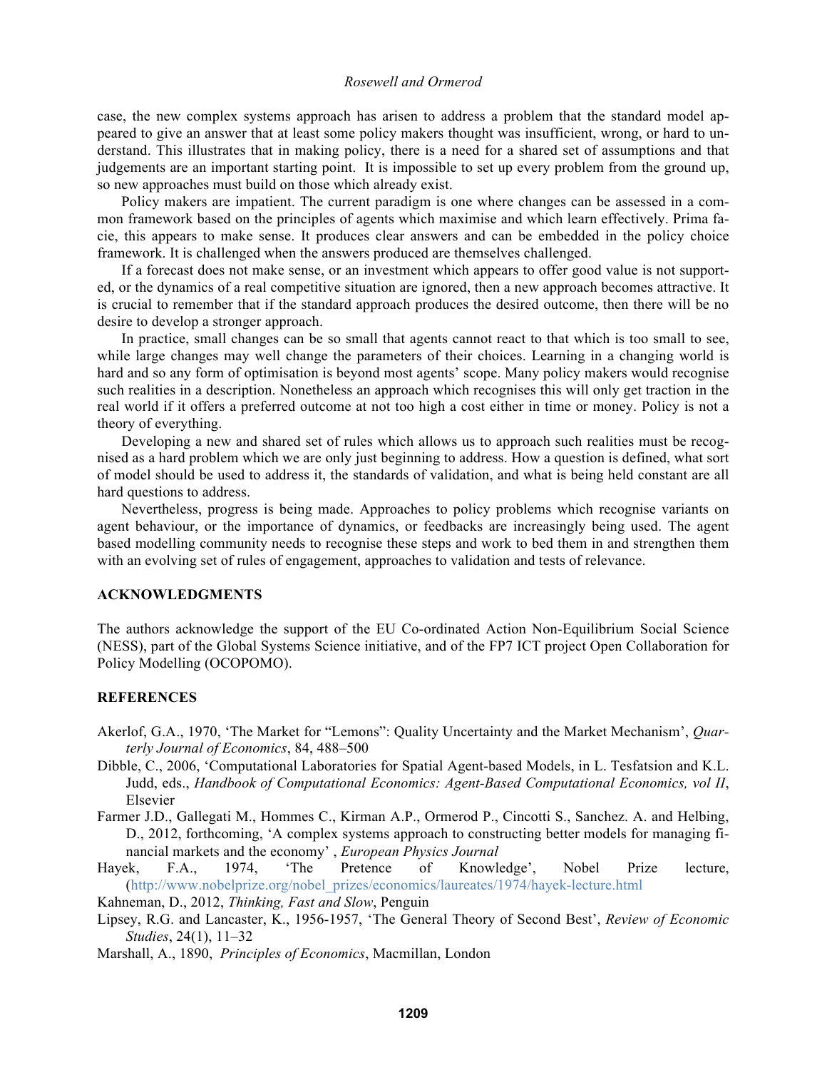case, the new complex systems approach has arisen to address a problem that the standard model appeared to give an answer that at least some policy makers thought was insufficient, wrong, or hard to understand. This illustrates that in making policy, there is a need for a shared set of assumptions and that judgements are an important starting point. It is impossible to set up every problem from the ground up, so new approaches must build on those which already exist.

Policy makers are impatient. The current paradigm is one where changes can be assessed in a common framework based on the principles of agents which maximise and which learn effectively. Prima facie, this appears to make sense. It produces clear answers and can be embedded in the policy choice framework. It is challenged when the answers produced are themselves challenged.

If a forecast does not make sense, or an investment which appears to offer good value is not supported, or the dynamics of a real competitive situation are ignored, then a new approach becomes attractive. It is crucial to remember that if the standard approach produces the desired outcome, then there will be no desire to develop a stronger approach.

In practice, small changes can be so small that agents cannot react to that which is too small to see, while large changes may well change the parameters of their choices. Learning in a changing world is hard and so any form of optimisation is beyond most agents' scope. Many policy makers would recognise such realities in a description. Nonetheless an approach which recognises this will only get traction in the real world if it offers a preferred outcome at not too high a cost either in time or money. Policy is not a theory of everything.

Developing a new and shared set of rules which allows us to approach such realities must be recognised as a hard problem which we are only just beginning to address. How a question is defined, what sort of model should be used to address it, the standards of validation, and what is being held constant are all hard questions to address.

Nevertheless, progress is being made. Approaches to policy problems which recognise variants on agent behaviour, or the importance of dynamics, or feedbacks are increasingly being used. The agent based modelling community needs to recognise these steps and work to bed them in and strengthen them with an evolving set of rules of engagement, approaches to validation and tests of relevance.

## ACKNOWLEDGMENTS

The authors acknowledge the support of the EU Co-ordinated Action Non-Equilibrium Social Science (NESS), part of the Global Systems Science initiative, and of the FP7 ICT project Open Collaboration for Policy Modelling (OCOPOMO).

## REFERENCES

Akerlof, G.A., 1970, 'The Market for "Lemons": Quality Uncertainty and the Market Mechanism', *Quarterly Journal of Economics*, 84, 488–500

Dibble, C., 2006, 'Computational Laboratories for Spatial Agent-based Models, in L. Tesfatsion and K.L. Judd, eds., *Handbook of Computational Economics: Agent-Based Computational Economics, vol II*, Elsevier

Farmer J.D., Gallegati M., Hommes C., Kirman A.P., Ormerod P., Cincotti S., Sanchez. A. and Helbing, D., 2012, forthcoming, 'A complex systems approach to constructing better models for managing financial markets and the economy' , *European Physics Journal*

Hayek, F.A., 1974, 'The Pretence of Knowledge', Nobel Prize lecture, (http://www.nobelprize.org/nobel_prizes/economics/laureates/1974/hayek-lecture.html

Kahneman, D., 2012, *Thinking, Fast and Slow*, Penguin

Lipsey, R.G. and Lancaster, K., 1956-1957, 'The General Theory of Second Best', *Review of Economic Studies*, 24(1), 11–32

Marshall, A., 1890, *Principles of Economics*, Macmillan, London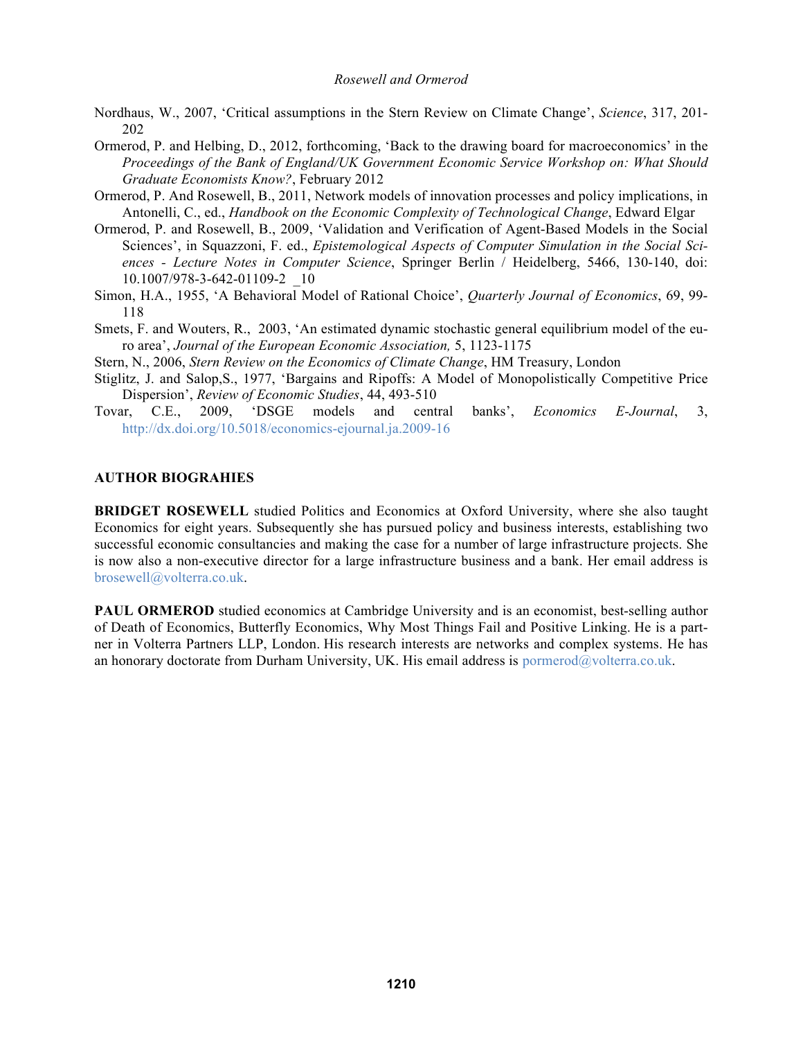Nordhaus, W., 2007, 'Critical assumptions in the Stern Review on Climate Change', *Science*, 317, 201-202

Ormerod, P. and Helbing, D., 2012, forthcoming, 'Back to the drawing board for macroeconomics' in the *Proceedings of the Bank of England/UK Government Economic Service Workshop on: What Should Graduate Economists Know?*, February 2012

Ormerod, P. And Rosewell, B., 2011, Network models of innovation processes and policy implications, in Antonelli, C., ed., *Handbook on the Economic Complexity of Technological Change*, Edward Elgar

Ormerod, P. and Rosewell, B., 2009, 'Validation and Verification of Agent-Based Models in the Social Sciences', in Squazzoni, F. ed., *Epistemological Aspects of Computer Simulation in the Social Sciences - Lecture Notes in Computer Science*, Springer Berlin / Heidelberg, 5466, 130-140, doi: 10.1007/978-3-642-01109-2 _10

Simon, H.A., 1955, 'A Behavioral Model of Rational Choice', *Quarterly Journal of Economics*, 69, 99-118

Smets, F. and Wouters, R., 2003, 'An estimated dynamic stochastic general equilibrium model of the euro area', *Journal of the European Economic Association,* 5, 1123-1175

Stern, N., 2006, *Stern Review on the Economics of Climate Change*, HM Treasury, London

Stiglitz, J. and Salop,S., 1977, 'Bargains and Ripoffs: A Model of Monopolistically Competitive Price Dispersion', *Review of Economic Studies*, 44, 493-510

Tovar, C.E., 2009, 'DSGE models and central banks', *Economics E-Journal*, 3, http://dx.doi.org/10.5018/economics-ejournal.ja.2009-16

## AUTHOR BIOGRAHIES

**BRIDGET ROSEWELL** studied Politics and Economics at Oxford University, where she also taught Economics for eight years. Subsequently she has pursued policy and business interests, establishing two successful economic consultancies and making the case for a number of large infrastructure projects. She is now also a non-executive director for a large infrastructure business and a bank. Her email address is brosewell@volterra.co.uk.

**PAUL ORMEROD** studied economics at Cambridge University and is an economist, best-selling author of Death of Economics, Butterfly Economics, Why Most Things Fail and Positive Linking. He is a partner in Volterra Partners LLP, London. His research interests are networks and complex systems. He has an honorary doctorate from Durham University, UK. His email address is pormerod@volterra.co.uk.